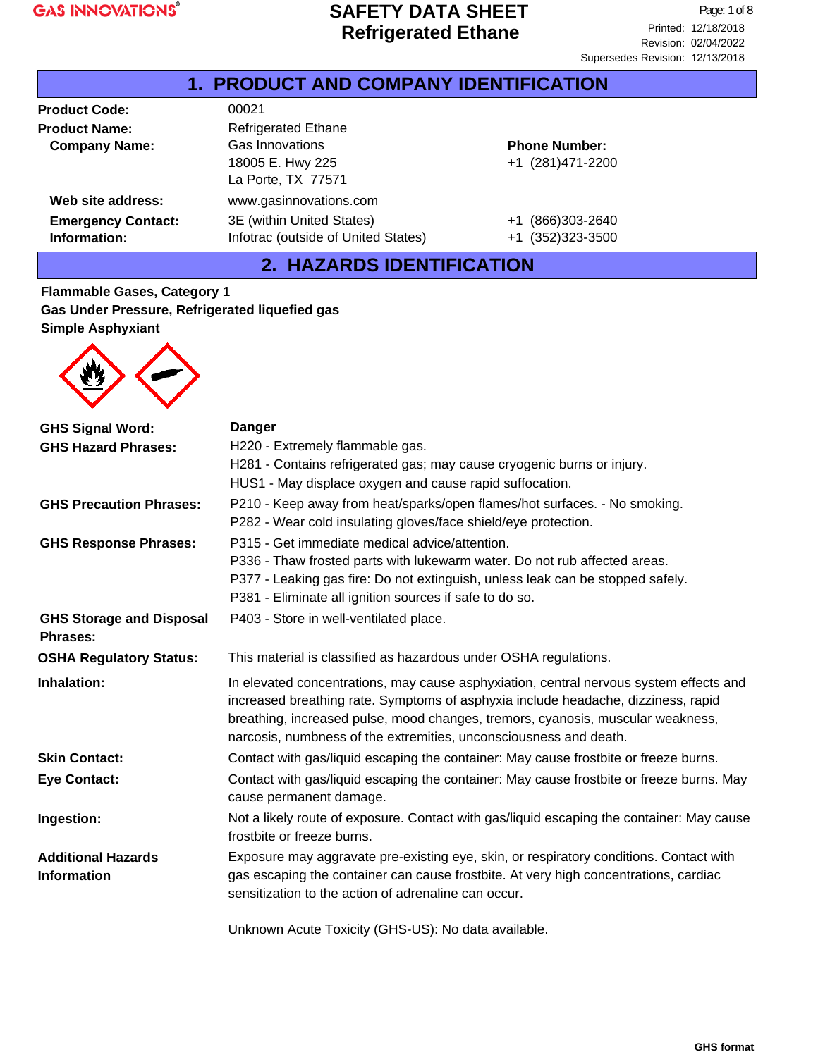GAS INNOVATIONS®

# SAFETY DATA SHEET
# Refrigerated Ethane

Printed: 12/18/2018
Revision: 02/04/2022
Supersedes Revision: 12/13/2018

## 1. PRODUCT AND COMPANY IDENTIFICATION

**Product Code:** 00021

**Product Name:** Refrigerated Ethane

**Company Name:** Gas Innovations
18005 E. Hwy 225
La Porte, TX 77571

**Phone Number:** +1 (281)471-2200

**Web site address:** www.gasinnovations.com

**Emergency Contact: Information:**
3E (within United States) +1 (866)303-2640
Infotrac (outside of United States) +1 (352)323-3500

## 2. HAZARDS IDENTIFICATION

**Flammable Gases, Category 1**
**Gas Under Pressure, Refrigerated liquefied gas**
**Simple Asphyxiant**

**GHS Signal Word:** **Danger**

**GHS Hazard Phrases:**
H220 - Extremely flammable gas.
H281 - Contains refrigerated gas; may cause cryogenic burns or injury.
HUS1 - May displace oxygen and cause rapid suffocation.

**GHS Precaution Phrases:**
P210 - Keep away from heat/sparks/open flames/hot surfaces. - No smoking.
P282 - Wear cold insulating gloves/face shield/eye protection.

**GHS Response Phrases:**
P315 - Get immediate medical advice/attention.
P336 - Thaw frosted parts with lukewarm water. Do not rub affected areas.
P377 - Leaking gas fire: Do not extinguish, unless leak can be stopped safely.
P381 - Eliminate all ignition sources if safe to do so.

**GHS Storage and Disposal Phrases:**
P403 - Store in well-ventilated place.

**OSHA Regulatory Status:** This material is classified as hazardous under OSHA regulations.

**Inhalation:** In elevated concentrations, may cause asphyxiation, central nervous system effects and increased breathing rate. Symptoms of asphyxia include headache, dizziness, rapid breathing, increased pulse, mood changes, tremors, cyanosis, muscular weakness, narcosis, numbness of the extremities, unconsciousness and death.

**Skin Contact:** Contact with gas/liquid escaping the container: May cause frostbite or freeze burns.

**Eye Contact:** Contact with gas/liquid escaping the container: May cause frostbite or freeze burns. May cause permanent damage.

**Ingestion:** Not a likely route of exposure. Contact with gas/liquid escaping the container: May cause frostbite or freeze burns.

**Additional Hazards Information** Exposure may aggravate pre-existing eye, skin, or respiratory conditions. Contact with gas escaping the container can cause frostbite. At very high concentrations, cardiac sensitization to the action of adrenaline can occur.

Unknown Acute Toxicity (GHS-US): No data available.

GHS format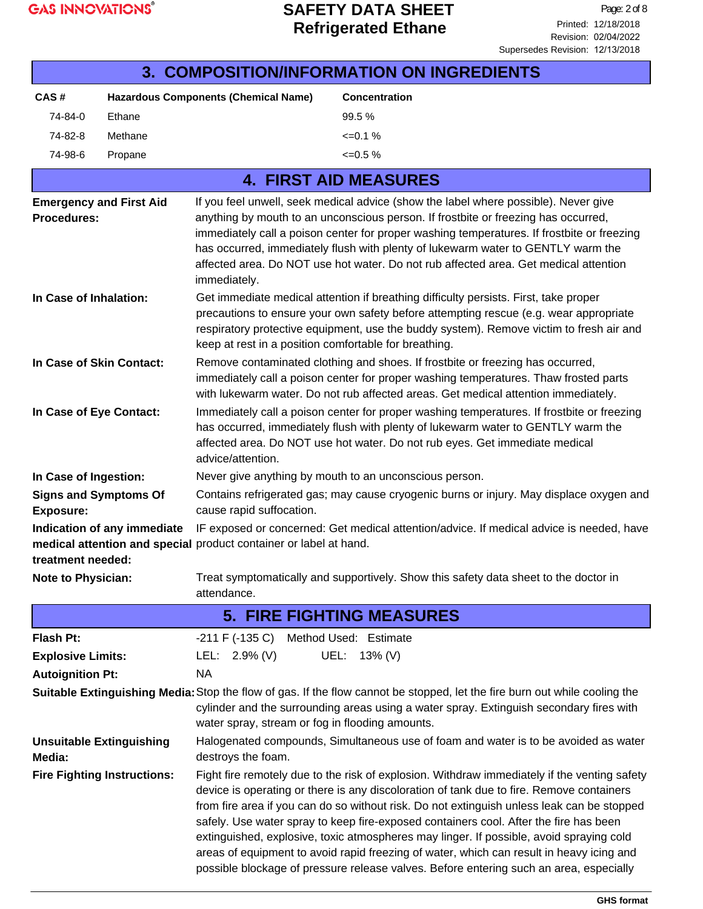## 3. COMPOSITION/INFORMATION ON INGREDIENTS

| CAS # | Hazardous Components (Chemical Name) | Concentration |
|---|---|---|
| 74-84-0 | Ethane | 99.5 % |
| 74-82-8 | Methane | <=0.1 % |
| 74-98-6 | Propane | <=0.5 % |

## 4. FIRST AID MEASURES

**Emergency and First Aid Procedures:** If you feel unwell, seek medical advice (show the label where possible). Never give anything by mouth to an unconscious person. If frostbite or freezing has occurred, immediately call a poison center for proper washing temperatures. If frostbite or freezing has occurred, immediately flush with plenty of lukewarm water to GENTLY warm the affected area. Do NOT use hot water. Do not rub affected area. Get medical attention immediately.

**In Case of Inhalation:** Get immediate medical attention if breathing difficulty persists. First, take proper precautions to ensure your own safety before attempting rescue (e.g. wear appropriate respiratory protective equipment, use the buddy system). Remove victim to fresh air and keep at rest in a position comfortable for breathing.

**In Case of Skin Contact:** Remove contaminated clothing and shoes. If frostbite or freezing has occurred, immediately call a poison center for proper washing temperatures. Thaw frosted parts with lukewarm water. Do not rub affected areas. Get medical attention immediately.

**In Case of Eye Contact:** Immediately call a poison center for proper washing temperatures. If frostbite or freezing has occurred, immediately flush with plenty of lukewarm water to GENTLY warm the affected area. Do NOT use hot water. Do not rub eyes. Get immediate medical advice/attention.

**In Case of Ingestion:** Never give anything by mouth to an unconscious person.

**Signs and Symptoms Of Exposure:** Contains refrigerated gas; may cause cryogenic burns or injury. May displace oxygen and cause rapid suffocation.

**Indication of any immediate medical attention and special treatment needed:** IF exposed or concerned: Get medical attention/advice. If medical advice is needed, have product container or label at hand.

**Note to Physician:** Treat symptomatically and supportively. Show this safety data sheet to the doctor in attendance.

## 5. FIRE FIGHTING MEASURES

**Flash Pt:** -211 F (-135 C) Method Used: Estimate

**Explosive Limits:** LEL: 2.9% (V) UEL: 13% (V)

**Autoignition Pt:** NA

**Suitable Extinguishing Media:** Stop the flow of gas. If the flow cannot be stopped, let the fire burn out while cooling the cylinder and the surrounding areas using a water spray. Extinguish secondary fires with water spray, stream or fog in flooding amounts.

**Unsuitable Extinguishing Media:** Halogenated compounds, Simultaneous use of foam and water is to be avoided as water destroys the foam.

**Fire Fighting Instructions:** Fight fire remotely due to the risk of explosion. Withdraw immediately if the venting safety device is operating or there is any discoloration of tank due to fire. Remove containers from fire area if you can do so without risk. Do not extinguish unless leak can be stopped safely. Use water spray to keep fire-exposed containers cool. After the fire has been extinguished, explosive, toxic atmospheres may linger. If possible, avoid spraying cold areas of equipment to avoid rapid freezing of water, which can result in heavy icing and possible blockage of pressure release valves. Before entering such an area, especially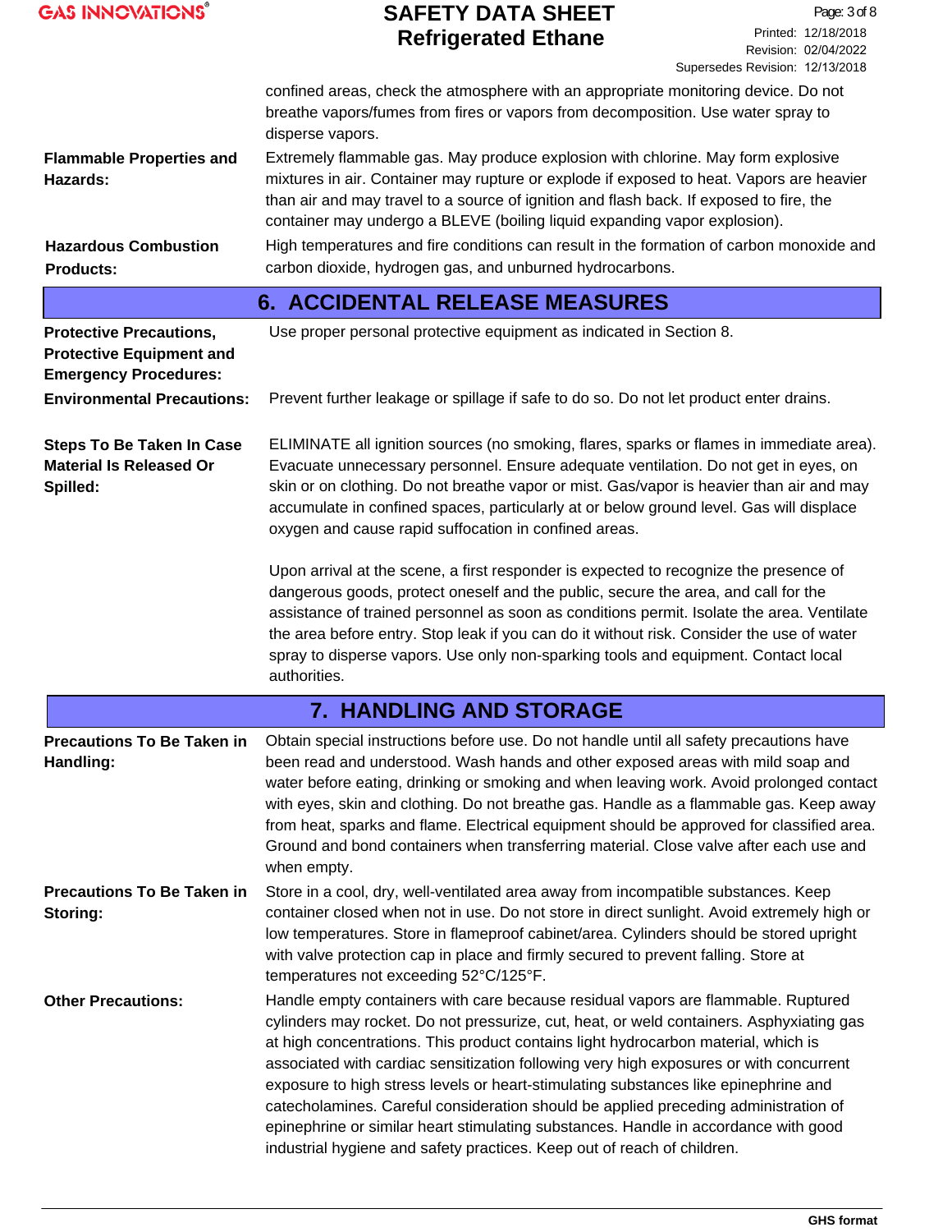confined areas, check the atmosphere with an appropriate monitoring device. Do not breathe vapors/fumes from fires or vapors from decomposition. Use water spray to disperse vapors.

**Flammable Properties and Hazards:** Extremely flammable gas. May produce explosion with chlorine. May form explosive mixtures in air. Container may rupture or explode if exposed to heat. Vapors are heavier than air and may travel to a source of ignition and flash back. If exposed to fire, the container may undergo a BLEVE (boiling liquid expanding vapor explosion).

**Hazardous Combustion Products:** High temperatures and fire conditions can result in the formation of carbon monoxide and carbon dioxide, hydrogen gas, and unburned hydrocarbons.

## 6. ACCIDENTAL RELEASE MEASURES

**Protective Precautions, Protective Equipment and Emergency Procedures:** Use proper personal protective equipment as indicated in Section 8.

**Environmental Precautions:** Prevent further leakage or spillage if safe to do so. Do not let product enter drains.

**Steps To Be Taken In Case Material Is Released Or Spilled:** ELIMINATE all ignition sources (no smoking, flares, sparks or flames in immediate area). Evacuate unnecessary personnel. Ensure adequate ventilation. Do not get in eyes, on skin or on clothing. Do not breathe vapor or mist. Gas/vapor is heavier than air and may accumulate in confined spaces, particularly at or below ground level. Gas will displace oxygen and cause rapid suffocation in confined areas.

Upon arrival at the scene, a first responder is expected to recognize the presence of dangerous goods, protect oneself and the public, secure the area, and call for the assistance of trained personnel as soon as conditions permit. Isolate the area. Ventilate the area before entry. Stop leak if you can do it without risk. Consider the use of water spray to disperse vapors. Use only non-sparking tools and equipment. Contact local authorities.

## 7. HANDLING AND STORAGE

**Precautions To Be Taken in Handling:** Obtain special instructions before use. Do not handle until all safety precautions have been read and understood. Wash hands and other exposed areas with mild soap and water before eating, drinking or smoking and when leaving work. Avoid prolonged contact with eyes, skin and clothing. Do not breathe gas. Handle as a flammable gas. Keep away from heat, sparks and flame. Electrical equipment should be approved for classified area. Ground and bond containers when transferring material. Close valve after each use and when empty.

**Precautions To Be Taken in Storing:** Store in a cool, dry, well-ventilated area away from incompatible substances. Keep container closed when not in use. Do not store in direct sunlight. Avoid extremely high or low temperatures. Store in flameproof cabinet/area. Cylinders should be stored upright with valve protection cap in place and firmly secured to prevent falling. Store at temperatures not exceeding 52°C/125°F.

**Other Precautions:** Handle empty containers with care because residual vapors are flammable. Ruptured cylinders may rocket. Do not pressurize, cut, heat, or weld containers. Asphyxiating gas at high concentrations. This product contains light hydrocarbon material, which is associated with cardiac sensitization following very high exposures or with concurrent exposure to high stress levels or heart-stimulating substances like epinephrine and catecholamines. Careful consideration should be applied preceding administration of epinephrine or similar heart stimulating substances. Handle in accordance with good industrial hygiene and safety practices. Keep out of reach of children.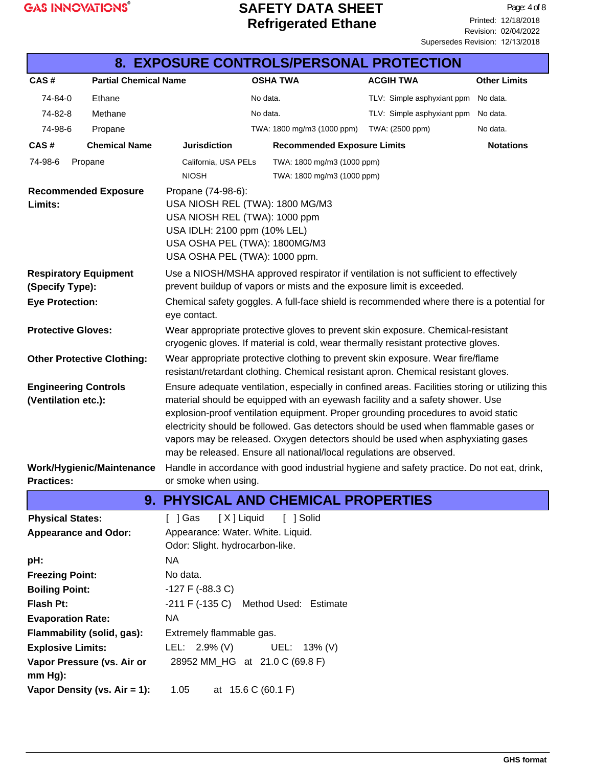## 8. EXPOSURE CONTROLS/PERSONAL PROTECTION

| CAS # | Partial Chemical Name | OSHA TWA | ACGIH TWA | Other Limits |
|---|---|---|---|---|
| 74-84-0 | Ethane | No data. | TLV: Simple asphyxiant ppm | No data. |
| 74-82-8 | Methane | No data. | TLV: Simple asphyxiant ppm | No data. |
| 74-98-6 | Propane | TWA: 1800 mg/m3 (1000 ppm) | TWA: (2500 ppm) | No data. |

| CAS # | Chemical Name | Jurisdiction | Recommended Exposure Limits | Notations |
|---|---|---|---|---|
| 74-98-6 | Propane | California, USA PELs | TWA: 1800 mg/m3 (1000 ppm) | |
| | | NIOSH | TWA: 1800 mg/m3 (1000 ppm) | |

**Recommended Exposure Limits:** Propane (74-98-6):
USA NIOSH REL (TWA): 1800 MG/M3
USA NIOSH REL (TWA): 1000 ppm
USA IDLH: 2100 ppm (10% LEL)
USA OSHA PEL (TWA): 1800MG/M3
USA OSHA PEL (TWA): 1000 ppm.

**Respiratory Equipment (Specify Type):** Use a NIOSH/MSHA approved respirator if ventilation is not sufficient to effectively prevent buildup of vapors or mists and the exposure limit is exceeded.

**Eye Protection:** Chemical safety goggles. A full-face shield is recommended where there is a potential for eye contact.

**Protective Gloves:** Wear appropriate protective gloves to prevent skin exposure. Chemical-resistant cryogenic gloves. If material is cold, wear thermally resistant protective gloves.

**Other Protective Clothing:** Wear appropriate protective clothing to prevent skin exposure. Wear fire/flame resistant/retardant clothing. Chemical resistant apron. Chemical resistant gloves.

**Engineering Controls (Ventilation etc.):** Ensure adequate ventilation, especially in confined areas. Facilities storing or utilizing this material should be equipped with an eyewash facility and a safety shower. Use explosion-proof ventilation equipment. Proper grounding procedures to avoid static electricity should be followed. Gas detectors should be used when flammable gases or vapors may be released. Oxygen detectors should be used when asphyxiating gases may be released. Ensure all national/local regulations are observed.

**Work/Hygienic/Maintenance Practices:** Handle in accordance with good industrial hygiene and safety practice. Do not eat, drink, or smoke when using.

## 9. PHYSICAL AND CHEMICAL PROPERTIES

**Physical States:** [ ] Gas [ X ] Liquid [ ] Solid

**Appearance and Odor:** Appearance: Water. White. Liquid.
Odor: Slight. hydrocarbon-like.

**pH:** NA

**Freezing Point:** No data.

**Boiling Point:** -127 F (-88.3 C)

**Flash Pt:** -211 F (-135 C) Method Used: Estimate

**Evaporation Rate:** NA

**Flammability (solid, gas):** Extremely flammable gas.

**Explosive Limits:** LEL: 2.9% (V) UEL: 13% (V)

**Vapor Pressure (vs. Air or mm Hg):** 28952 MM_HG at 21.0 C (69.8 F)

**Vapor Density (vs. Air = 1):** 1.05 at 15.6 C (60.1 F)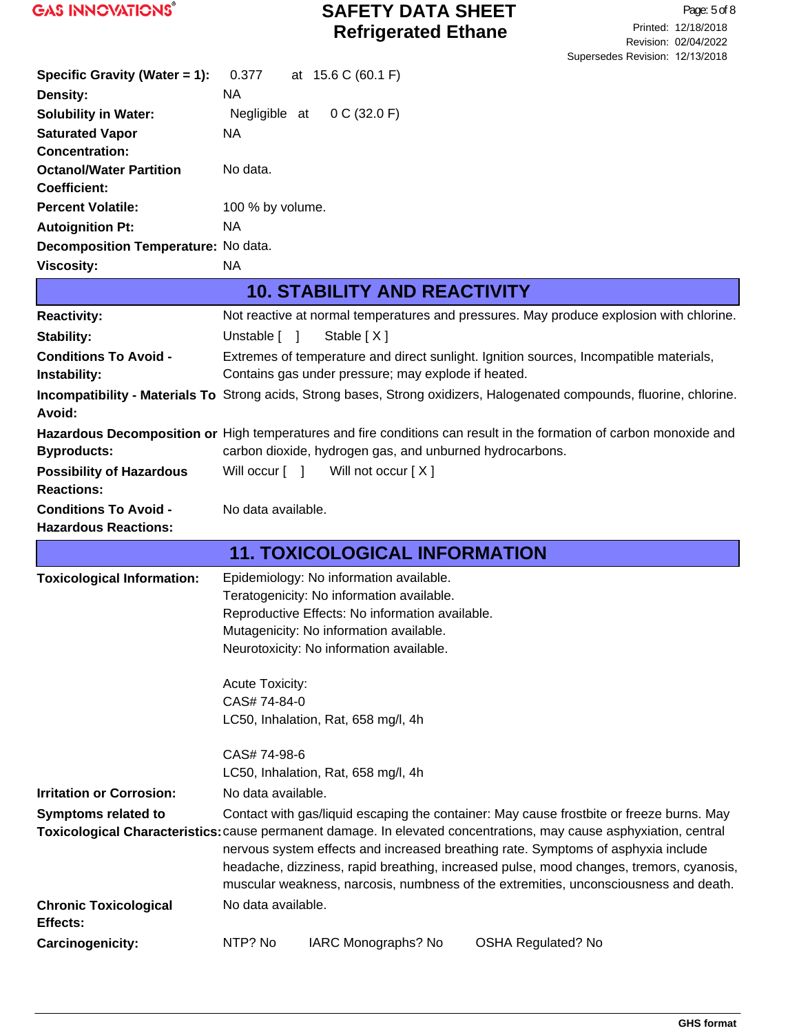| | |
|---|---|
| **Specific Gravity (Water = 1):** | 0.377 at 15.6 C (60.1 F) |
| **Density:** | NA |
| **Solubility in Water:** | Negligible at 0 C (32.0 F) |
| **Saturated Vapor Concentration:** | NA |
| **Octanol/Water Partition Coefficient:** | No data. |
| **Percent Volatile:** | 100 % by volume. |
| **Autoignition Pt:** | NA |
| **Decomposition Temperature:** | No data. |
| **Viscosity:** | NA |

## 10. STABILITY AND REACTIVITY

**Reactivity:** Not reactive at normal temperatures and pressures. May produce explosion with chlorine.

**Stability:** Unstable [ ] Stable [ X ]

**Conditions To Avoid - Instability:** Extremes of temperature and direct sunlight. Ignition sources, Incompatible materials, Contains gas under pressure; may explode if heated.

**Incompatibility - Materials To Avoid:** Strong acids, Strong bases, Strong oxidizers, Halogenated compounds, fluorine, chlorine.

**Hazardous Decomposition or Byproducts:** High temperatures and fire conditions can result in the formation of carbon monoxide and carbon dioxide, hydrogen gas, and unburned hydrocarbons.

**Possibility of Hazardous Reactions:** Will occur [ ] Will not occur [ X ]

**Conditions To Avoid - Hazardous Reactions:** No data available.

## 11. TOXICOLOGICAL INFORMATION

**Toxicological Information:**
Epidemiology: No information available.
Teratogenicity: No information available.
Reproductive Effects: No information available.
Mutagenicity: No information available.
Neurotoxicity: No information available.

Acute Toxicity:
CAS# 74-84-0
LC50, Inhalation, Rat, 658 mg/l, 4h

CAS# 74-98-6
LC50, Inhalation, Rat, 658 mg/l, 4h

**Irritation or Corrosion:** No data available.

**Symptoms related to Toxicological Characteristics:** Contact with gas/liquid escaping the container: May cause frostbite or freeze burns. May cause permanent damage. In elevated concentrations, may cause asphyxiation, central nervous system effects and increased breathing rate. Symptoms of asphyxia include headache, dizziness, rapid breathing, increased pulse, mood changes, tremors, cyanosis, muscular weakness, narcosis, numbness of the extremities, unconsciousness and death.

**Chronic Toxicological Effects:** No data available.

**Carcinogenicity:** NTP? No IARC Monographs? No OSHA Regulated? No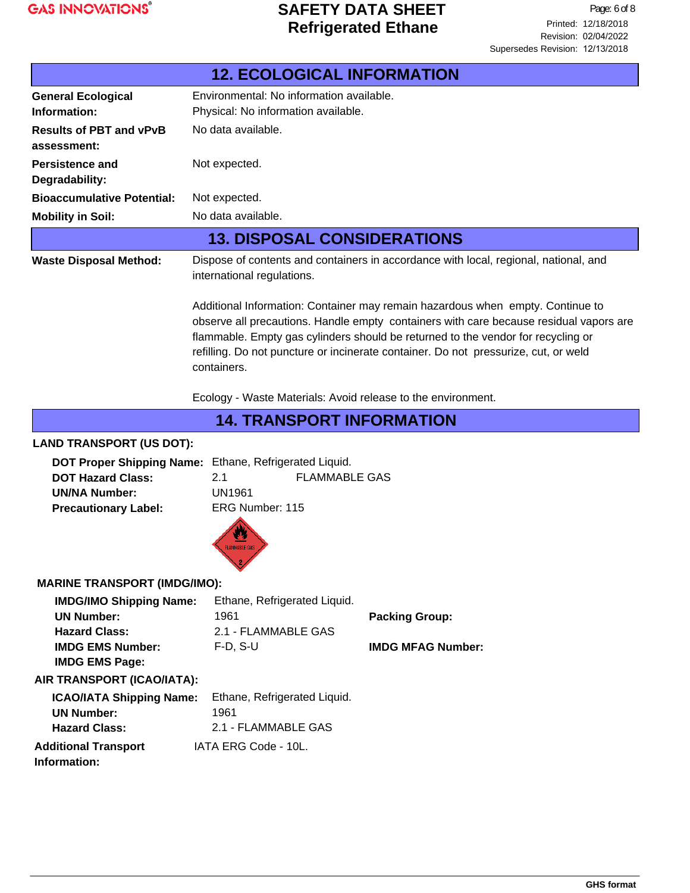## 12. ECOLOGICAL INFORMATION

**General Ecological Information:** Environmental: No information available.
Physical: No information available.

**Results of PBT and vPvB assessment:** No data available.

**Persistence and Degradability:** Not expected.

**Bioaccumulative Potential:** Not expected.

**Mobility in Soil:** No data available.

## 13. DISPOSAL CONSIDERATIONS

**Waste Disposal Method:** Dispose of contents and containers in accordance with local, regional, national, and international regulations.

Additional Information: Container may remain hazardous when empty. Continue to observe all precautions. Handle empty containers with care because residual vapors are flammable. Empty gas cylinders should be returned to the vendor for recycling or refilling. Do not puncture or incinerate container. Do not pressurize, cut, or weld containers.

Ecology - Waste Materials: Avoid release to the environment.

## 14. TRANSPORT INFORMATION

**LAND TRANSPORT (US DOT):**

**DOT Proper Shipping Name:** Ethane, Refrigerated Liquid.
**DOT Hazard Class:** 2.1 FLAMMABLE GAS
**UN/NA Number:** UN1961
**Precautionary Label:** ERG Number: 115

FLAMMABLE GAS 2

**MARINE TRANSPORT (IMDG/IMO):**

**IMDG/IMO Shipping Name:** Ethane, Refrigerated Liquid.
**UN Number:** 1961
**Packing Group:**
**Hazard Class:** 2.1 - FLAMMABLE GAS
**IMDG EMS Number:** F-D, S-U
**IMDG MFAG Number:**
**IMDG EMS Page:**

**AIR TRANSPORT (ICAO/IATA):**

**ICAO/IATA Shipping Name:** Ethane, Refrigerated Liquid.
**UN Number:** 1961
**Hazard Class:** 2.1 - FLAMMABLE GAS

**Additional Transport Information:** IATA ERG Code - 10L.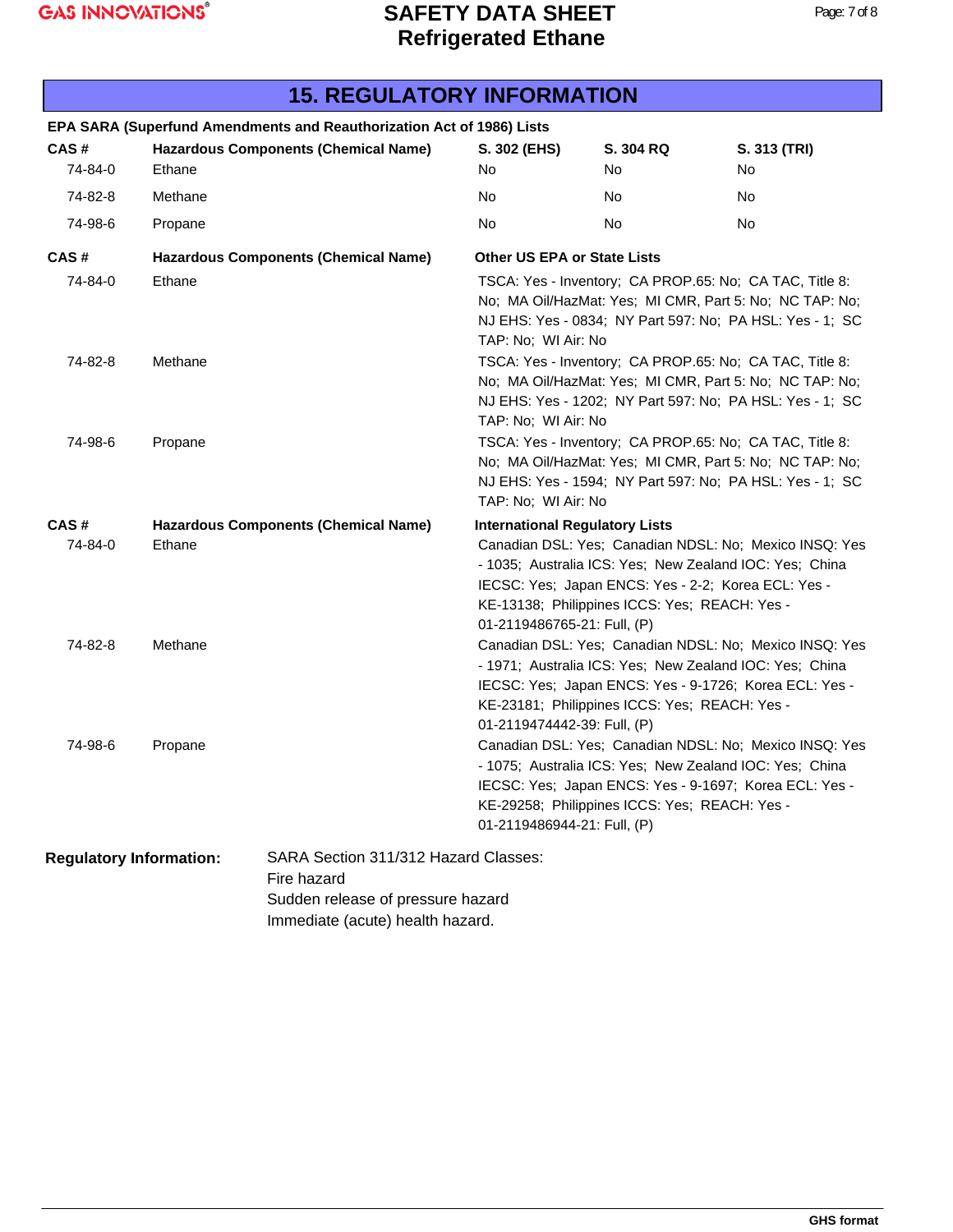## 15. REGULATORY INFORMATION

**EPA SARA (Superfund Amendments and Reauthorization Act of 1986) Lists**

| CAS # | Hazardous Components (Chemical Name) | S. 302 (EHS) | S. 304 RQ | S. 313 (TRI) |
|---|---|---|---|---|
| 74-84-0 | Ethane | No | No | No |
| 74-82-8 | Methane | No | No | No |
| 74-98-6 | Propane | No | No | No |

| CAS # | Hazardous Components (Chemical Name) | Other US EPA or State Lists |
|---|---|---|
| 74-84-0 | Ethane | TSCA: Yes - Inventory; CA PROP.65: No; CA TAC, Title 8: No; MA Oil/HazMat: Yes; MI CMR, Part 5: No; NC TAP: No; NJ EHS: Yes - 0834; NY Part 597: No; PA HSL: Yes - 1; SC TAP: No; WI Air: No |
| 74-82-8 | Methane | TSCA: Yes - Inventory; CA PROP.65: No; CA TAC, Title 8: No; MA Oil/HazMat: Yes; MI CMR, Part 5: No; NC TAP: No; NJ EHS: Yes - 1202; NY Part 597: No; PA HSL: Yes - 1; SC TAP: No; WI Air: No |
| 74-98-6 | Propane | TSCA: Yes - Inventory; CA PROP.65: No; CA TAC, Title 8: No; MA Oil/HazMat: Yes; MI CMR, Part 5: No; NC TAP: No; NJ EHS: Yes - 1594; NY Part 597: No; PA HSL: Yes - 1; SC TAP: No; WI Air: No |

| CAS # | Hazardous Components (Chemical Name) | International Regulatory Lists |
|---|---|---|
| 74-84-0 | Ethane | Canadian DSL: Yes; Canadian NDSL: No; Mexico INSQ: Yes - 1035; Australia ICS: Yes; New Zealand IOC: Yes; China IECSC: Yes; Japan ENCS: Yes - 2-2; Korea ECL: Yes - KE-13138; Philippines ICCS: Yes; REACH: Yes - 01-2119486765-21: Full, (P) |
| 74-82-8 | Methane | Canadian DSL: Yes; Canadian NDSL: No; Mexico INSQ: Yes - 1971; Australia ICS: Yes; New Zealand IOC: Yes; China IECSC: Yes; Japan ENCS: Yes - 9-1726; Korea ECL: Yes - KE-23181; Philippines ICCS: Yes; REACH: Yes - 01-2119474442-39: Full, (P) |
| 74-98-6 | Propane | Canadian DSL: Yes; Canadian NDSL: No; Mexico INSQ: Yes - 1075; Australia ICS: Yes; New Zealand IOC: Yes; China IECSC: Yes; Japan ENCS: Yes - 9-1697; Korea ECL: Yes - KE-29258; Philippines ICCS: Yes; REACH: Yes - 01-2119486944-21: Full, (P) |

**Regulatory Information:**

SARA Section 311/312 Hazard Classes:
Fire hazard
Sudden release of pressure hazard
Immediate (acute) health hazard.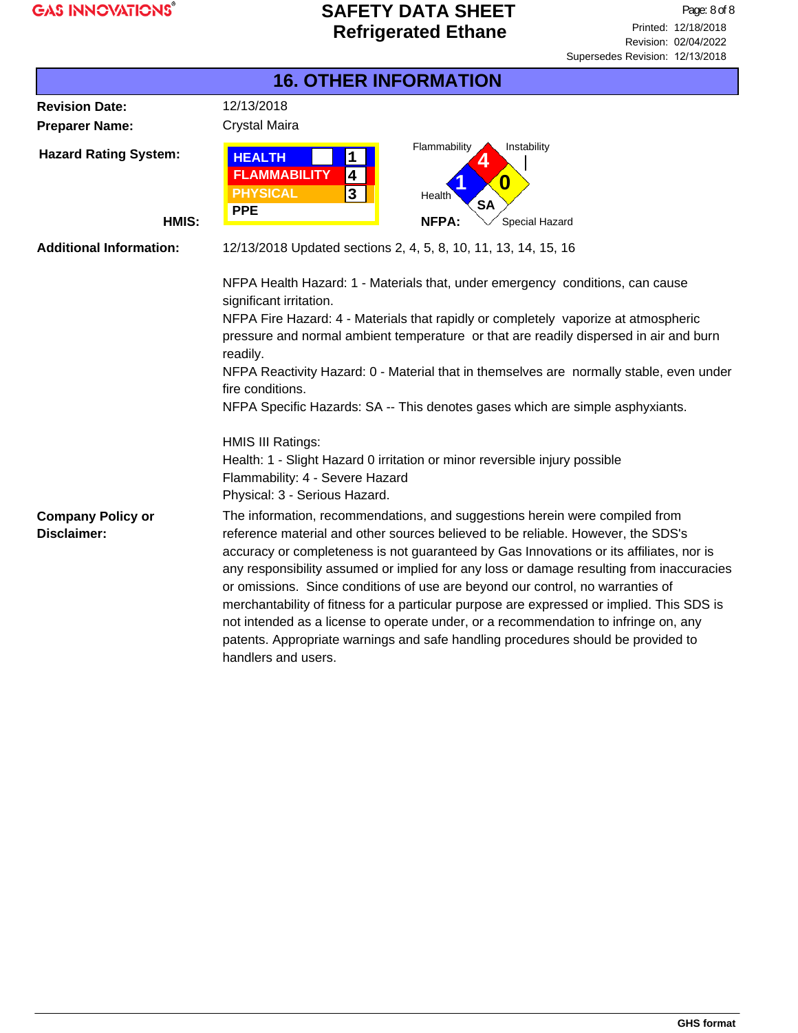## 16. OTHER INFORMATION

**Revision Date:** 12/13/2018

**Preparer Name:** Crystal Maira

**Hazard Rating System:**

**HMIS:**

| | |
|---|---|
| HEALTH | 1 |
| FLAMMABILITY | 4 |
| PHYSICAL | 3 |
| PPE | |

**NFPA:**

Flammability 4
Instability 0
Health 1
Special Hazard SA

**Additional Information:** 12/13/2018 Updated sections 2, 4, 5, 8, 10, 11, 13, 14, 15, 16

NFPA Health Hazard: 1 - Materials that, under emergency conditions, can cause significant irritation.
NFPA Fire Hazard: 4 - Materials that rapidly or completely vaporize at atmospheric pressure and normal ambient temperature or that are readily dispersed in air and burn readily.
NFPA Reactivity Hazard: 0 - Material that in themselves are normally stable, even under fire conditions.
NFPA Specific Hazards: SA -- This denotes gases which are simple asphyxiants.

HMIS III Ratings:
Health: 1 - Slight Hazard 0 irritation or minor reversible injury possible
Flammability: 4 - Severe Hazard
Physical: 3 - Serious Hazard.

**Company Policy or Disclaimer:** The information, recommendations, and suggestions herein were compiled from reference material and other sources believed to be reliable. However, the SDS's accuracy or completeness is not guaranteed by Gas Innovations or its affiliates, nor is any responsibility assumed or implied for any loss or damage resulting from inaccuracies or omissions. Since conditions of use are beyond our control, no warranties of merchantability of fitness for a particular purpose are expressed or implied. This SDS is not intended as a license to operate under, or a recommendation to infringe on, any patents. Appropriate warnings and safe handling procedures should be provided to handlers and users.